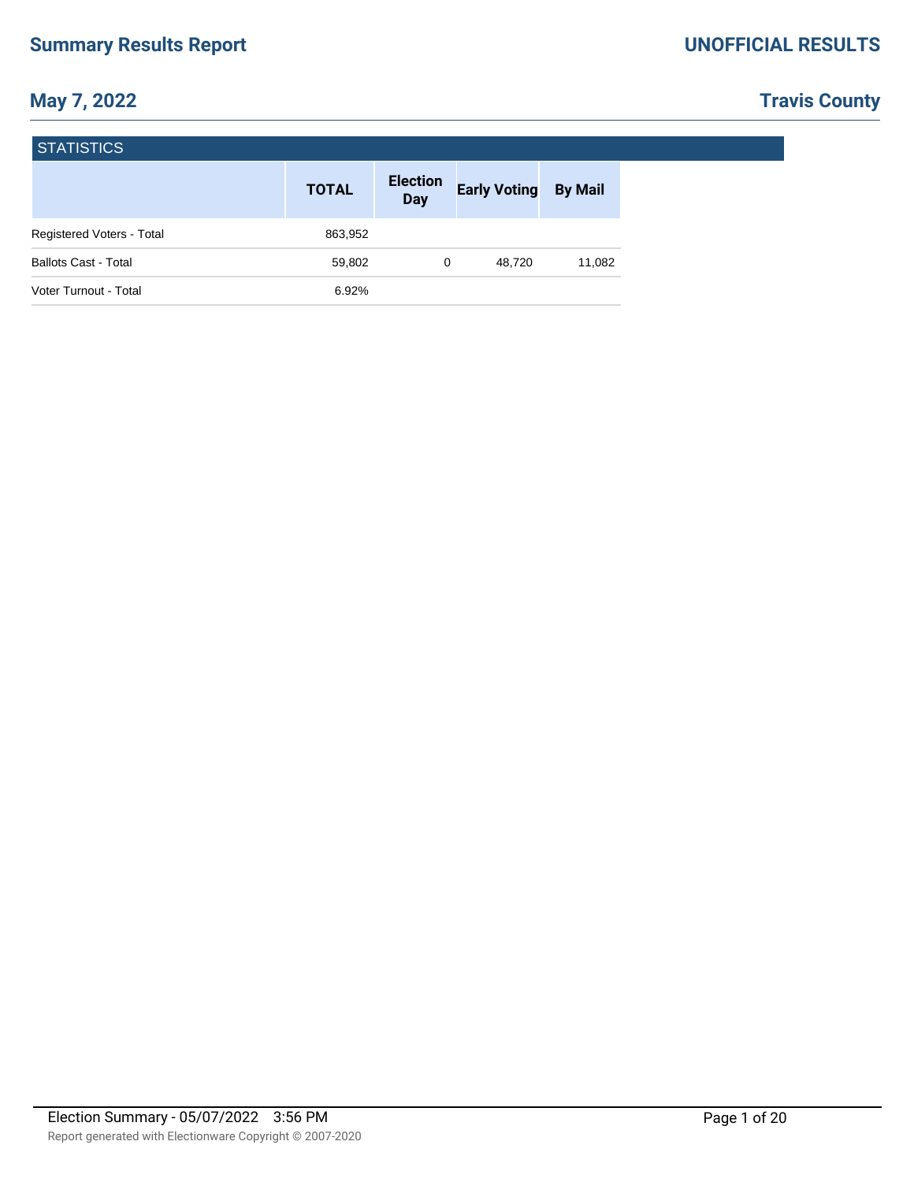# Summary Results Report

## UNOFFICIAL RESULTS

## May 7, 2022

## Travis County

### STATISTICS

| | TOTAL | Election Day | Early Voting | By Mail |
|---|---|---|---|---|
| Registered Voters - Total | 863,952 | | | |
| Ballots Cast - Total | 59,802 | 0 | 48,720 | 11,082 |
| Voter Turnout - Total | 6.92% | | | |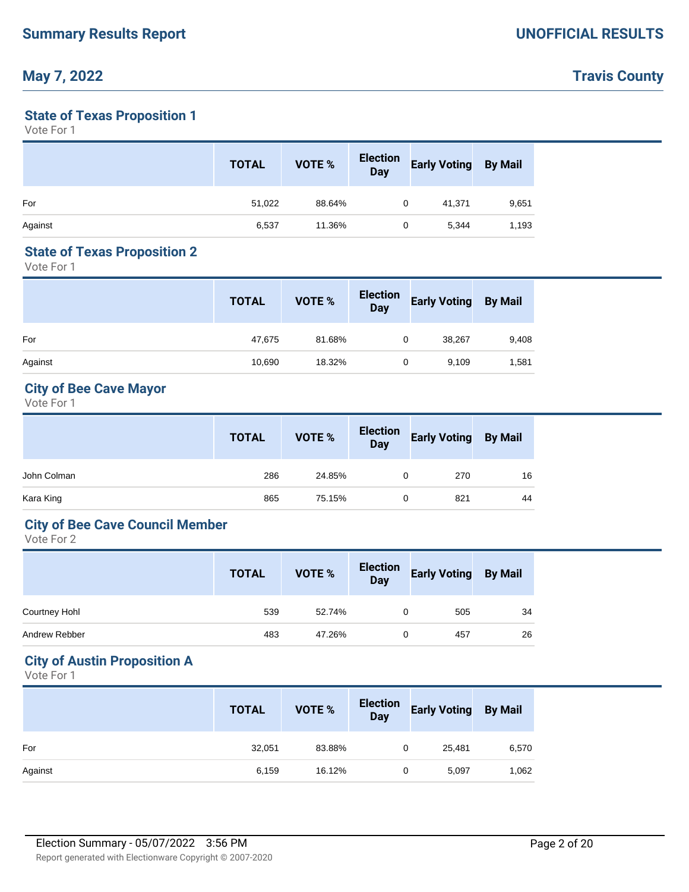### State of Texas Proposition 1

Vote For 1

| | TOTAL | VOTE % | Election Day | Early Voting | By Mail |
|---|---|---|---|---|---|
| For | 51,022 | 88.64% | 0 | 41,371 | 9,651 |
| Against | 6,537 | 11.36% | 0 | 5,344 | 1,193 |

### State of Texas Proposition 2

Vote For 1

| | TOTAL | VOTE % | Election Day | Early Voting | By Mail |
|---|---|---|---|---|---|
| For | 47,675 | 81.68% | 0 | 38,267 | 9,408 |
| Against | 10,690 | 18.32% | 0 | 9,109 | 1,581 |

### City of Bee Cave Mayor

Vote For 1

| | TOTAL | VOTE % | Election Day | Early Voting | By Mail |
|---|---|---|---|---|---|
| John Colman | 286 | 24.85% | 0 | 270 | 16 |
| Kara King | 865 | 75.15% | 0 | 821 | 44 |

### City of Bee Cave Council Member

Vote For 2

| | TOTAL | VOTE % | Election Day | Early Voting | By Mail |
|---|---|---|---|---|---|
| Courtney Hohl | 539 | 52.74% | 0 | 505 | 34 |
| Andrew Rebber | 483 | 47.26% | 0 | 457 | 26 |

### City of Austin Proposition A

Vote For 1

| | TOTAL | VOTE % | Election Day | Early Voting | By Mail |
|---|---|---|---|---|---|
| For | 32,051 | 83.88% | 0 | 25,481 | 6,570 |
| Against | 6,159 | 16.12% | 0 | 5,097 | 1,062 |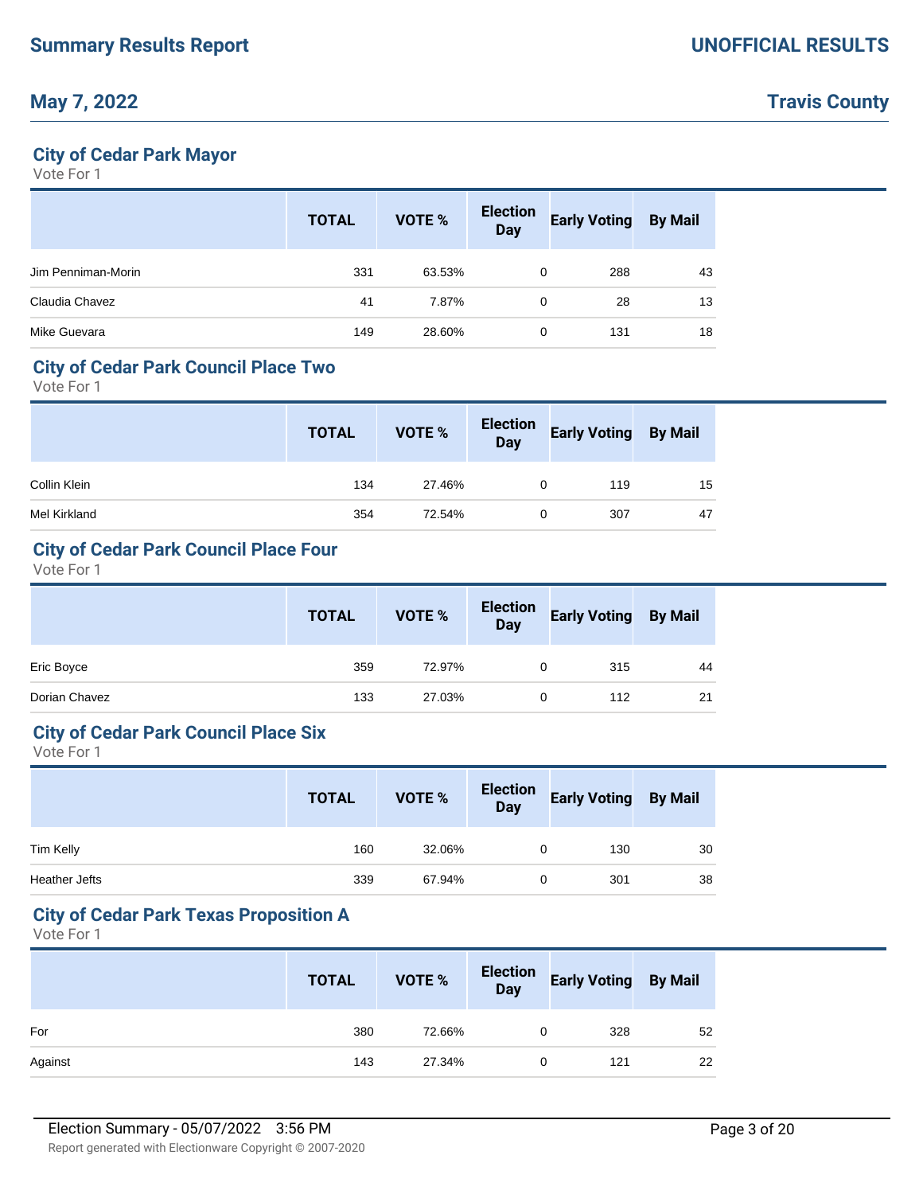**Summary Results Report** — **UNOFFICIAL RESULTS**

**May 7, 2022** — **Travis County**

### City of Cedar Park Mayor

Vote For 1

| | TOTAL | VOTE % | Election Day | Early Voting | By Mail |
|---|---|---|---|---|---|
| Jim Penniman-Morin | 331 | 63.53% | 0 | 288 | 43 |
| Claudia Chavez | 41 | 7.87% | 0 | 28 | 13 |
| Mike Guevara | 149 | 28.60% | 0 | 131 | 18 |

### City of Cedar Park Council Place Two

Vote For 1

| | TOTAL | VOTE % | Election Day | Early Voting | By Mail |
|---|---|---|---|---|---|
| Collin Klein | 134 | 27.46% | 0 | 119 | 15 |
| Mel Kirkland | 354 | 72.54% | 0 | 307 | 47 |

### City of Cedar Park Council Place Four

Vote For 1

| | TOTAL | VOTE % | Election Day | Early Voting | By Mail |
|---|---|---|---|---|---|
| Eric Boyce | 359 | 72.97% | 0 | 315 | 44 |
| Dorian Chavez | 133 | 27.03% | 0 | 112 | 21 |

### City of Cedar Park Council Place Six

Vote For 1

| | TOTAL | VOTE % | Election Day | Early Voting | By Mail |
|---|---|---|---|---|---|
| Tim Kelly | 160 | 32.06% | 0 | 130 | 30 |
| Heather Jefts | 339 | 67.94% | 0 | 301 | 38 |

### City of Cedar Park Texas Proposition A

Vote For 1

| | TOTAL | VOTE % | Election Day | Early Voting | By Mail |
|---|---|---|---|---|---|
| For | 380 | 72.66% | 0 | 328 | 52 |
| Against | 143 | 27.34% | 0 | 121 | 22 |

Election Summary - 05/07/2022 3:56 PM

Report generated with Electionware Copyright © 2007-2020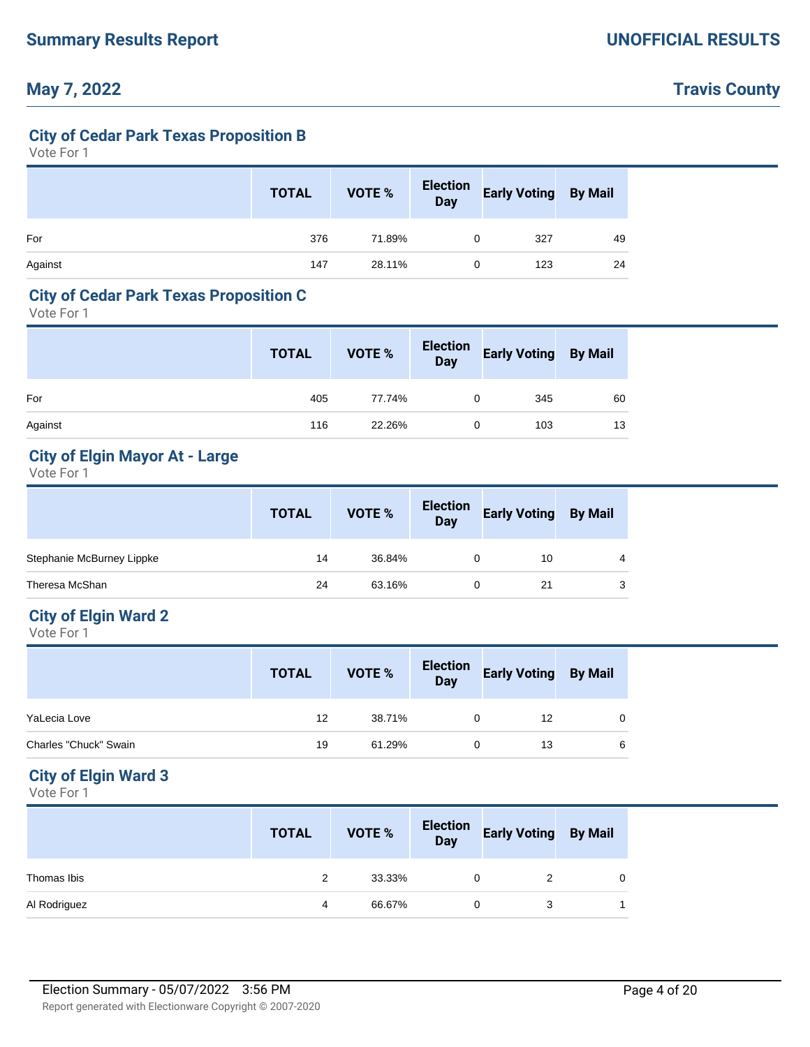# Summary Results Report

**UNOFFICIAL RESULTS**

**May 7, 2022** — **Travis County**

## City of Cedar Park Texas Proposition B

Vote For 1

| | TOTAL | VOTE % | Election Day | Early Voting | By Mail |
|---|---|---|---|---|---|
| For | 376 | 71.89% | 0 | 327 | 49 |
| Against | 147 | 28.11% | 0 | 123 | 24 |

## City of Cedar Park Texas Proposition C

Vote For 1

| | TOTAL | VOTE % | Election Day | Early Voting | By Mail |
|---|---|---|---|---|---|
| For | 405 | 77.74% | 0 | 345 | 60 |
| Against | 116 | 22.26% | 0 | 103 | 13 |

## City of Elgin Mayor At - Large

Vote For 1

| | TOTAL | VOTE % | Election Day | Early Voting | By Mail |
|---|---|---|---|---|---|
| Stephanie McBurney Lippke | 14 | 36.84% | 0 | 10 | 4 |
| Theresa McShan | 24 | 63.16% | 0 | 21 | 3 |

## City of Elgin Ward 2

Vote For 1

| | TOTAL | VOTE % | Election Day | Early Voting | By Mail |
|---|---|---|---|---|---|
| YaLecia Love | 12 | 38.71% | 0 | 12 | 0 |
| Charles "Chuck" Swain | 19 | 61.29% | 0 | 13 | 6 |

## City of Elgin Ward 3

Vote For 1

| | TOTAL | VOTE % | Election Day | Early Voting | By Mail |
|---|---|---|---|---|---|
| Thomas Ibis | 2 | 33.33% | 0 | 2 | 0 |
| Al Rodriguez | 4 | 66.67% | 0 | 3 | 1 |

Election Summary - 05/07/2022 3:56 PM

Report generated with Electionware Copyright © 2007-2020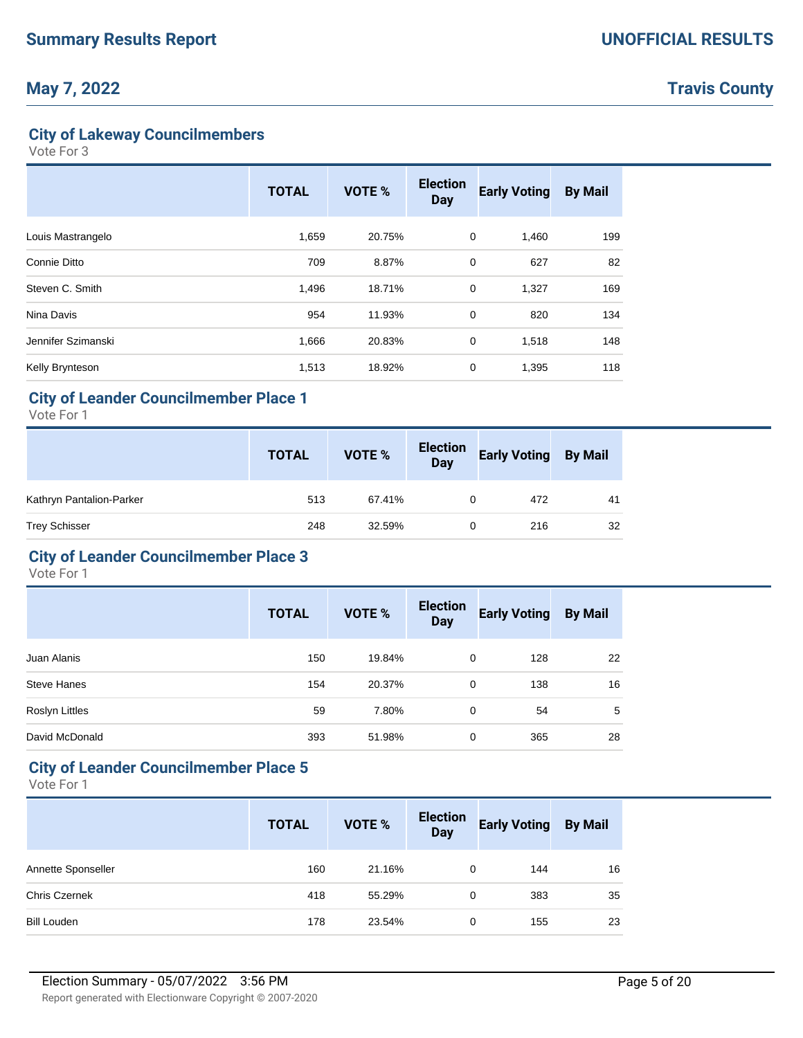## City of Lakeway Councilmembers

Vote For 3

| | TOTAL | VOTE % | Election Day | Early Voting | By Mail |
|---|---|---|---|---|---|
| Louis Mastrangelo | 1,659 | 20.75% | 0 | 1,460 | 199 |
| Connie Ditto | 709 | 8.87% | 0 | 627 | 82 |
| Steven C. Smith | 1,496 | 18.71% | 0 | 1,327 | 169 |
| Nina Davis | 954 | 11.93% | 0 | 820 | 134 |
| Jennifer Szimanski | 1,666 | 20.83% | 0 | 1,518 | 148 |
| Kelly Brynteson | 1,513 | 18.92% | 0 | 1,395 | 118 |

## City of Leander Councilmember Place 1

Vote For 1

| | TOTAL | VOTE % | Election Day | Early Voting | By Mail |
|---|---|---|---|---|---|
| Kathryn Pantalion-Parker | 513 | 67.41% | 0 | 472 | 41 |
| Trey Schisser | 248 | 32.59% | 0 | 216 | 32 |

## City of Leander Councilmember Place 3

Vote For 1

| | TOTAL | VOTE % | Election Day | Early Voting | By Mail |
|---|---|---|---|---|---|
| Juan Alanis | 150 | 19.84% | 0 | 128 | 22 |
| Steve Hanes | 154 | 20.37% | 0 | 138 | 16 |
| Roslyn Littles | 59 | 7.80% | 0 | 54 | 5 |
| David McDonald | 393 | 51.98% | 0 | 365 | 28 |

## City of Leander Councilmember Place 5

Vote For 1

| | TOTAL | VOTE % | Election Day | Early Voting | By Mail |
|---|---|---|---|---|---|
| Annette Sponseller | 160 | 21.16% | 0 | 144 | 16 |
| Chris Czernek | 418 | 55.29% | 0 | 383 | 35 |
| Bill Louden | 178 | 23.54% | 0 | 155 | 23 |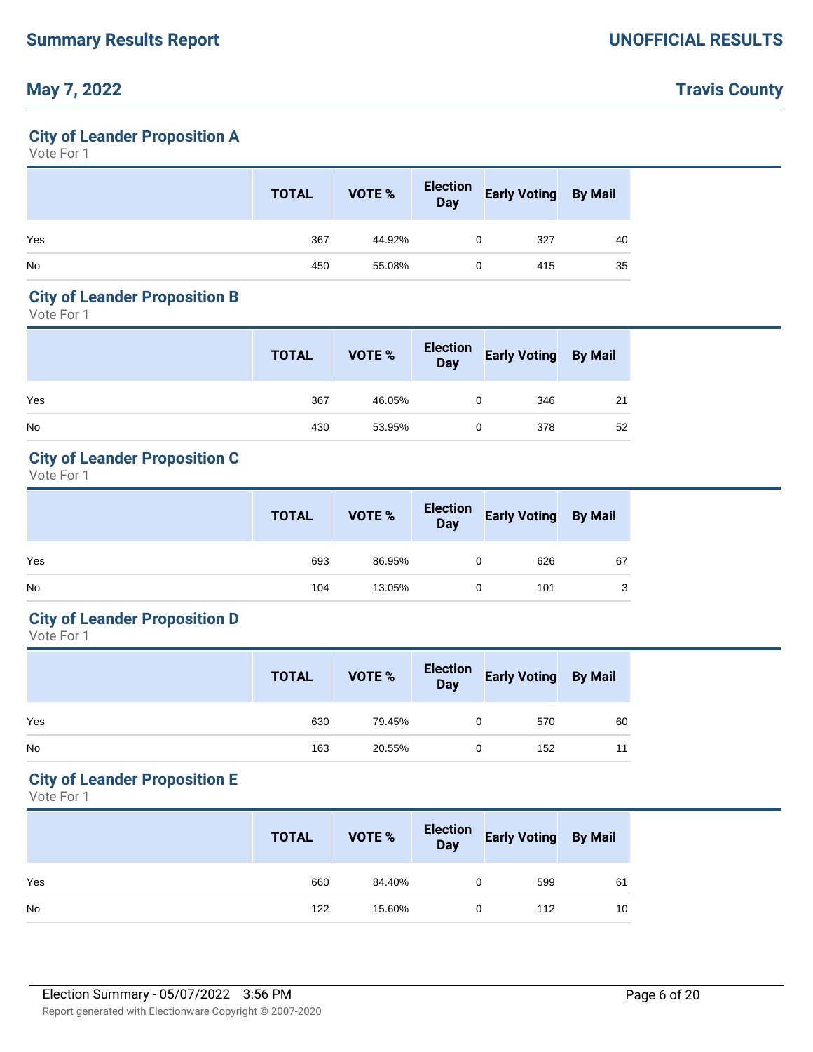## City of Leander Proposition A

Vote For 1

| | TOTAL | VOTE % | Election Day | Early Voting | By Mail |
|---|---|---|---|---|---|
| Yes | 367 | 44.92% | 0 | 327 | 40 |
| No | 450 | 55.08% | 0 | 415 | 35 |

## City of Leander Proposition B

Vote For 1

| | TOTAL | VOTE % | Election Day | Early Voting | By Mail |
|---|---|---|---|---|---|
| Yes | 367 | 46.05% | 0 | 346 | 21 |
| No | 430 | 53.95% | 0 | 378 | 52 |

## City of Leander Proposition C

Vote For 1

| | TOTAL | VOTE % | Election Day | Early Voting | By Mail |
|---|---|---|---|---|---|
| Yes | 693 | 86.95% | 0 | 626 | 67 |
| No | 104 | 13.05% | 0 | 101 | 3 |

## City of Leander Proposition D

Vote For 1

| | TOTAL | VOTE % | Election Day | Early Voting | By Mail |
|---|---|---|---|---|---|
| Yes | 630 | 79.45% | 0 | 570 | 60 |
| No | 163 | 20.55% | 0 | 152 | 11 |

## City of Leander Proposition E

Vote For 1

| | TOTAL | VOTE % | Election Day | Early Voting | By Mail |
|---|---|---|---|---|---|
| Yes | 660 | 84.40% | 0 | 599 | 61 |
| No | 122 | 15.60% | 0 | 112 | 10 |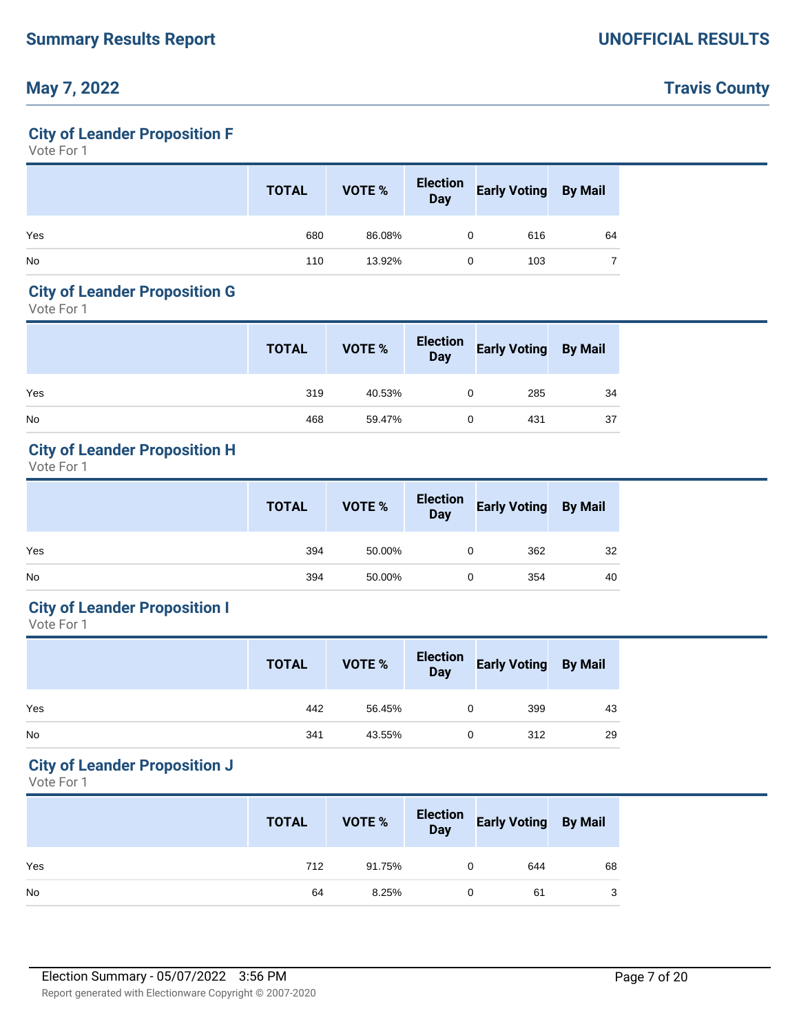## City of Leander Proposition F

Vote For 1

| | TOTAL | VOTE % | Election Day | Early Voting | By Mail |
|---|---|---|---|---|---|
| Yes | 680 | 86.08% | 0 | 616 | 64 |
| No | 110 | 13.92% | 0 | 103 | 7 |

## City of Leander Proposition G

Vote For 1

| | TOTAL | VOTE % | Election Day | Early Voting | By Mail |
|---|---|---|---|---|---|
| Yes | 319 | 40.53% | 0 | 285 | 34 |
| No | 468 | 59.47% | 0 | 431 | 37 |

## City of Leander Proposition H

Vote For 1

| | TOTAL | VOTE % | Election Day | Early Voting | By Mail |
|---|---|---|---|---|---|
| Yes | 394 | 50.00% | 0 | 362 | 32 |
| No | 394 | 50.00% | 0 | 354 | 40 |

## City of Leander Proposition I

Vote For 1

| | TOTAL | VOTE % | Election Day | Early Voting | By Mail |
|---|---|---|---|---|---|
| Yes | 442 | 56.45% | 0 | 399 | 43 |
| No | 341 | 43.55% | 0 | 312 | 29 |

## City of Leander Proposition J

Vote For 1

| | TOTAL | VOTE % | Election Day | Early Voting | By Mail |
|---|---|---|---|---|---|
| Yes | 712 | 91.75% | 0 | 644 | 68 |
| No | 64 | 8.25% | 0 | 61 | 3 |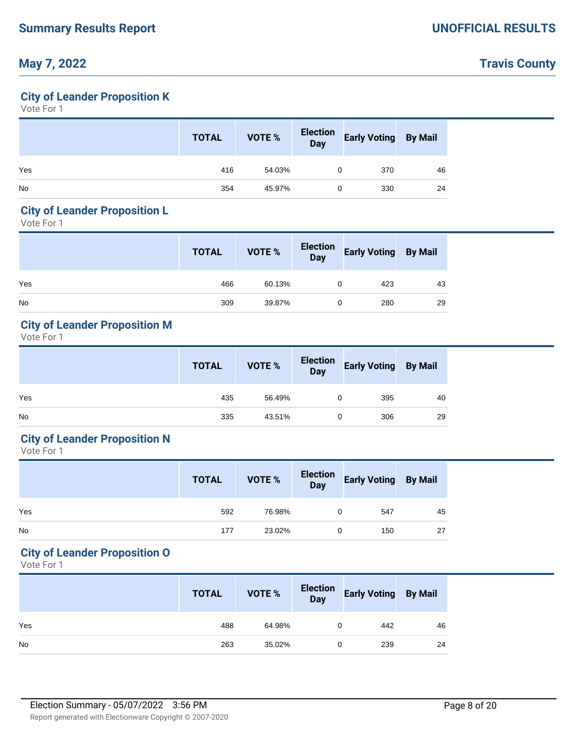## City of Leander Proposition K

Vote For 1

| | TOTAL | VOTE % | Election Day | Early Voting | By Mail |
|---|---|---|---|---|---|
| Yes | 416 | 54.03% | 0 | 370 | 46 |
| No | 354 | 45.97% | 0 | 330 | 24 |

## City of Leander Proposition L

Vote For 1

| | TOTAL | VOTE % | Election Day | Early Voting | By Mail |
|---|---|---|---|---|---|
| Yes | 466 | 60.13% | 0 | 423 | 43 |
| No | 309 | 39.87% | 0 | 280 | 29 |

## City of Leander Proposition M

Vote For 1

| | TOTAL | VOTE % | Election Day | Early Voting | By Mail |
|---|---|---|---|---|---|
| Yes | 435 | 56.49% | 0 | 395 | 40 |
| No | 335 | 43.51% | 0 | 306 | 29 |

## City of Leander Proposition N

Vote For 1

| | TOTAL | VOTE % | Election Day | Early Voting | By Mail |
|---|---|---|---|---|---|
| Yes | 592 | 76.98% | 0 | 547 | 45 |
| No | 177 | 23.02% | 0 | 150 | 27 |

## City of Leander Proposition O

Vote For 1

| | TOTAL | VOTE % | Election Day | Early Voting | By Mail |
|---|---|---|---|---|---|
| Yes | 488 | 64.98% | 0 | 442 | 46 |
| No | 263 | 35.02% | 0 | 239 | 24 |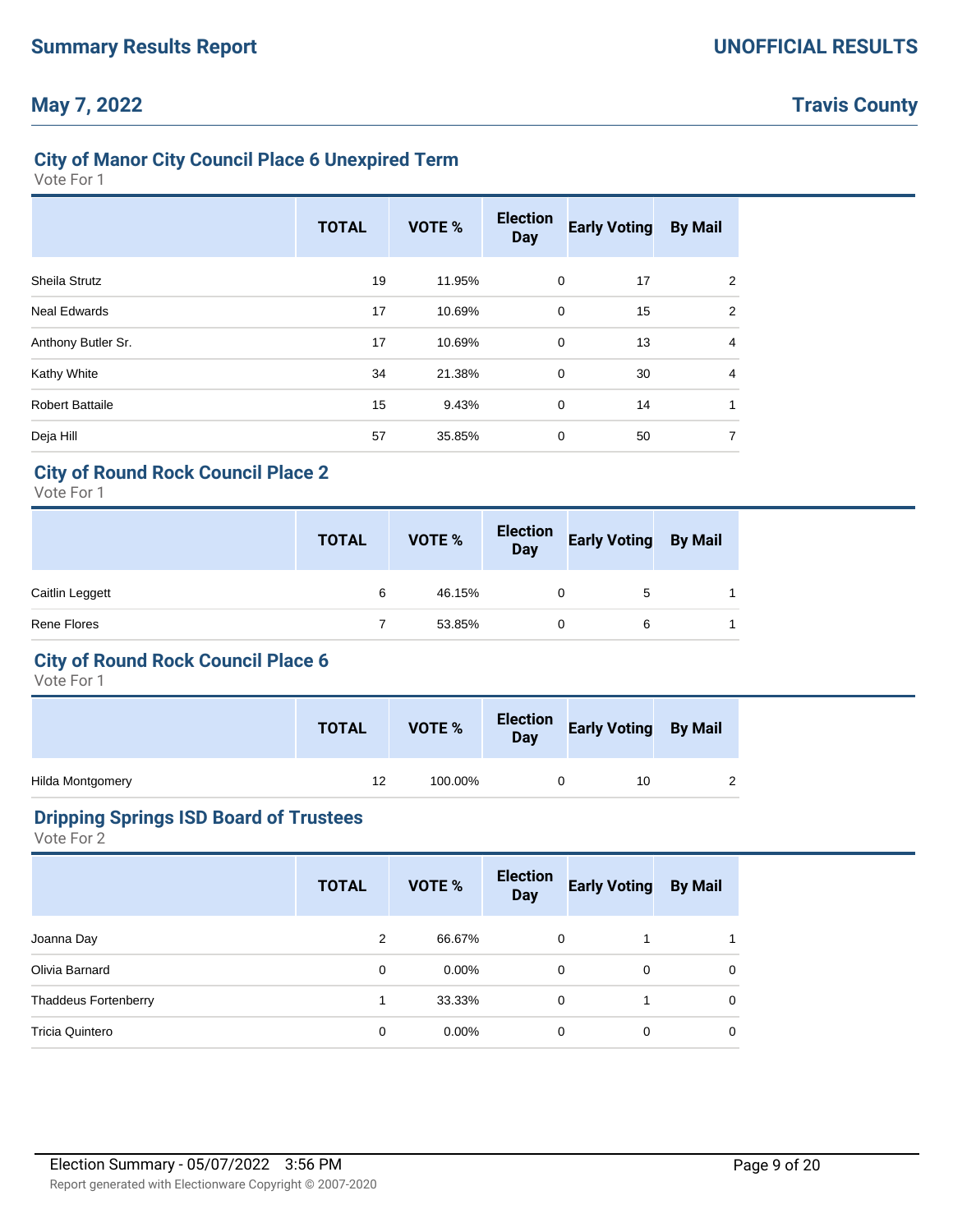## City of Manor City Council Place 6 Unexpired Term

Vote For 1

| | TOTAL | VOTE % | Election Day | Early Voting | By Mail |
|---|---|---|---|---|---|
| Sheila Strutz | 19 | 11.95% | 0 | 17 | 2 |
| Neal Edwards | 17 | 10.69% | 0 | 15 | 2 |
| Anthony Butler Sr. | 17 | 10.69% | 0 | 13 | 4 |
| Kathy White | 34 | 21.38% | 0 | 30 | 4 |
| Robert Battaile | 15 | 9.43% | 0 | 14 | 1 |
| Deja Hill | 57 | 35.85% | 0 | 50 | 7 |

## City of Round Rock Council Place 2

Vote For 1

| | TOTAL | VOTE % | Election Day | Early Voting | By Mail |
|---|---|---|---|---|---|
| Caitlin Leggett | 6 | 46.15% | 0 | 5 | 1 |
| Rene Flores | 7 | 53.85% | 0 | 6 | 1 |

## City of Round Rock Council Place 6

Vote For 1

| | TOTAL | VOTE % | Election Day | Early Voting | By Mail |
|---|---|---|---|---|---|
| Hilda Montgomery | 12 | 100.00% | 0 | 10 | 2 |

## Dripping Springs ISD Board of Trustees

Vote For 2

| | TOTAL | VOTE % | Election Day | Early Voting | By Mail |
|---|---|---|---|---|---|
| Joanna Day | 2 | 66.67% | 0 | 1 | 1 |
| Olivia Barnard | 0 | 0.00% | 0 | 0 | 0 |
| Thaddeus Fortenberry | 1 | 33.33% | 0 | 1 | 0 |
| Tricia Quintero | 0 | 0.00% | 0 | 0 | 0 |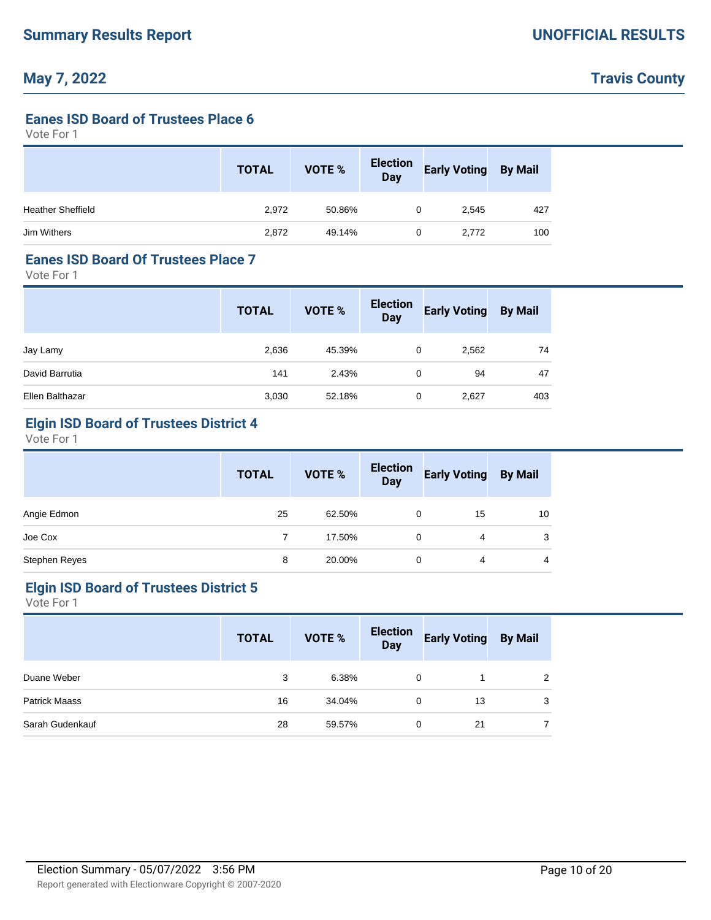# Summary Results Report

**UNOFFICIAL RESULTS**

**May 7, 2022**

**Travis County**

## Eanes ISD Board of Trustees Place 6

Vote For 1

| | TOTAL | VOTE % | Election Day | Early Voting | By Mail |
|---|---|---|---|---|---|
| Heather Sheffield | 2,972 | 50.86% | 0 | 2,545 | 427 |
| Jim Withers | 2,872 | 49.14% | 0 | 2,772 | 100 |

## Eanes ISD Board Of Trustees Place 7

Vote For 1

| | TOTAL | VOTE % | Election Day | Early Voting | By Mail |
|---|---|---|---|---|---|
| Jay Lamy | 2,636 | 45.39% | 0 | 2,562 | 74 |
| David Barrutia | 141 | 2.43% | 0 | 94 | 47 |
| Ellen Balthazar | 3,030 | 52.18% | 0 | 2,627 | 403 |

## Elgin ISD Board of Trustees District 4

Vote For 1

| | TOTAL | VOTE % | Election Day | Early Voting | By Mail |
|---|---|---|---|---|---|
| Angie Edmon | 25 | 62.50% | 0 | 15 | 10 |
| Joe Cox | 7 | 17.50% | 0 | 4 | 3 |
| Stephen Reyes | 8 | 20.00% | 0 | 4 | 4 |

## Elgin ISD Board of Trustees District 5

Vote For 1

| | TOTAL | VOTE % | Election Day | Early Voting | By Mail |
|---|---|---|---|---|---|
| Duane Weber | 3 | 6.38% | 0 | 1 | 2 |
| Patrick Maass | 16 | 34.04% | 0 | 13 | 3 |
| Sarah Gudenkauf | 28 | 59.57% | 0 | 21 | 7 |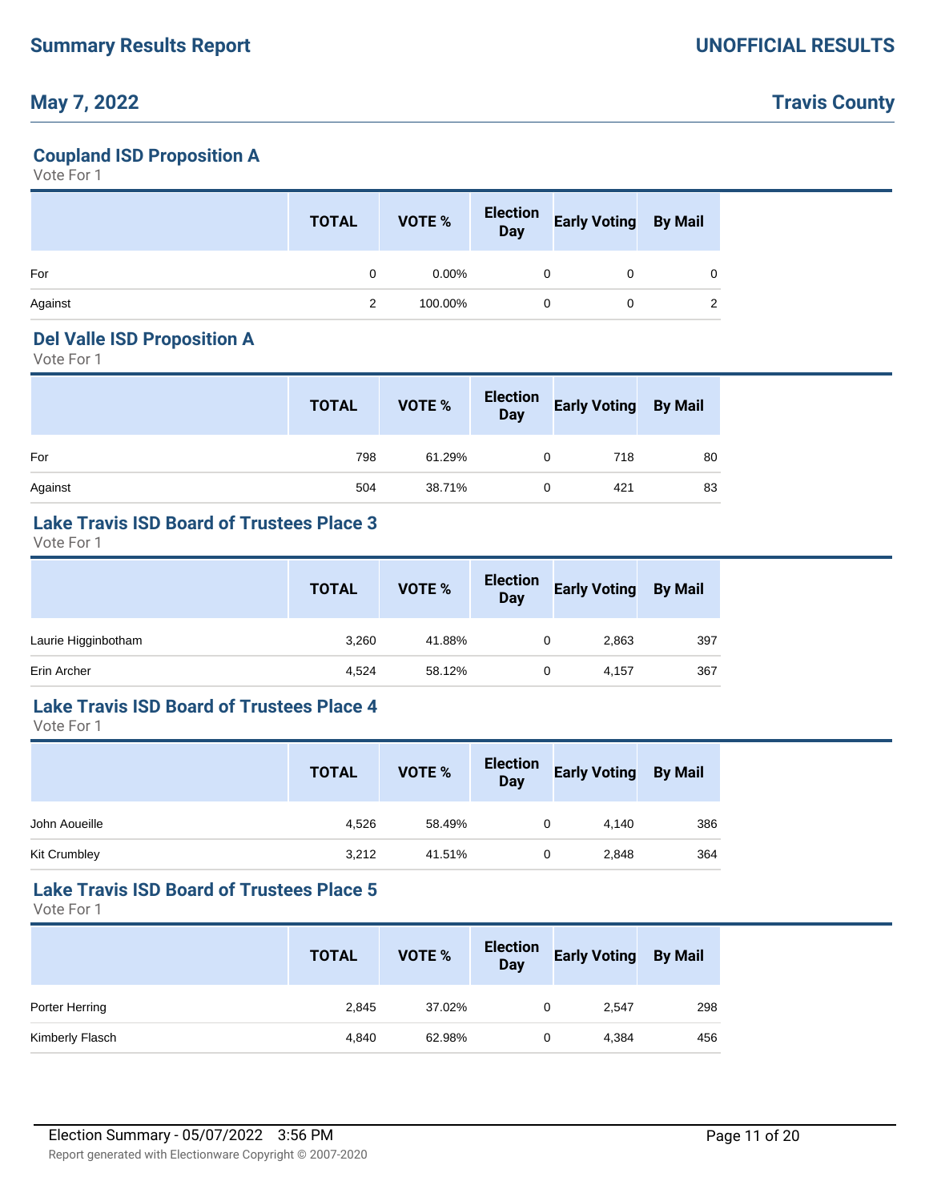## Coupland ISD Proposition A

Vote For 1

| | TOTAL | VOTE % | Election Day | Early Voting | By Mail |
|---|---|---|---|---|---|
| For | 0 | 0.00% | 0 | 0 | 0 |
| Against | 2 | 100.00% | 0 | 0 | 2 |

## Del Valle ISD Proposition A

Vote For 1

| | TOTAL | VOTE % | Election Day | Early Voting | By Mail |
|---|---|---|---|---|---|
| For | 798 | 61.29% | 0 | 718 | 80 |
| Against | 504 | 38.71% | 0 | 421 | 83 |

## Lake Travis ISD Board of Trustees Place 3

Vote For 1

| | TOTAL | VOTE % | Election Day | Early Voting | By Mail |
|---|---|---|---|---|---|
| Laurie Higginbotham | 3,260 | 41.88% | 0 | 2,863 | 397 |
| Erin Archer | 4,524 | 58.12% | 0 | 4,157 | 367 |

## Lake Travis ISD Board of Trustees Place 4

Vote For 1

| | TOTAL | VOTE % | Election Day | Early Voting | By Mail |
|---|---|---|---|---|---|
| John Aoueille | 4,526 | 58.49% | 0 | 4,140 | 386 |
| Kit Crumbley | 3,212 | 41.51% | 0 | 2,848 | 364 |

## Lake Travis ISD Board of Trustees Place 5

Vote For 1

| | TOTAL | VOTE % | Election Day | Early Voting | By Mail |
|---|---|---|---|---|---|
| Porter Herring | 2,845 | 37.02% | 0 | 2,547 | 298 |
| Kimberly Flasch | 4,840 | 62.98% | 0 | 4,384 | 456 |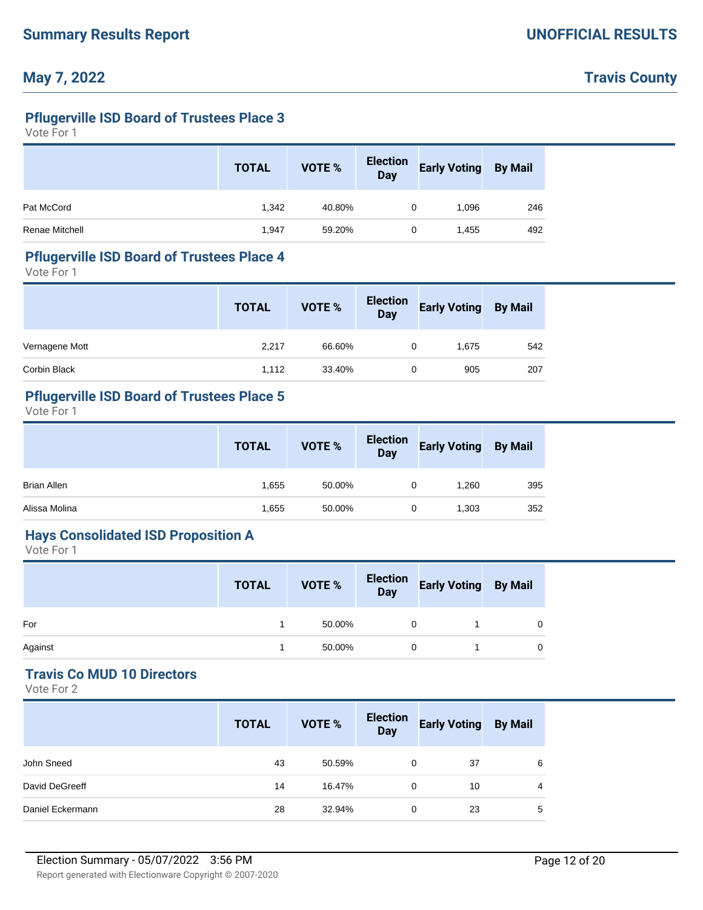## Pflugerville ISD Board of Trustees Place 3

Vote For 1

| | TOTAL | VOTE % | Election Day | Early Voting | By Mail |
|---|---|---|---|---|---|
| Pat McCord | 1,342 | 40.80% | 0 | 1,096 | 246 |
| Renae Mitchell | 1,947 | 59.20% | 0 | 1,455 | 492 |

## Pflugerville ISD Board of Trustees Place 4

Vote For 1

| | TOTAL | VOTE % | Election Day | Early Voting | By Mail |
|---|---|---|---|---|---|
| Vernagene Mott | 2,217 | 66.60% | 0 | 1,675 | 542 |
| Corbin Black | 1,112 | 33.40% | 0 | 905 | 207 |

## Pflugerville ISD Board of Trustees Place 5

Vote For 1

| | TOTAL | VOTE % | Election Day | Early Voting | By Mail |
|---|---|---|---|---|---|
| Brian Allen | 1,655 | 50.00% | 0 | 1,260 | 395 |
| Alissa Molina | 1,655 | 50.00% | 0 | 1,303 | 352 |

## Hays Consolidated ISD Proposition A

Vote For 1

| | TOTAL | VOTE % | Election Day | Early Voting | By Mail |
|---|---|---|---|---|---|
| For | 1 | 50.00% | 0 | 1 | 0 |
| Against | 1 | 50.00% | 0 | 1 | 0 |

## Travis Co MUD 10 Directors

Vote For 2

| | TOTAL | VOTE % | Election Day | Early Voting | By Mail |
|---|---|---|---|---|---|
| John Sneed | 43 | 50.59% | 0 | 37 | 6 |
| David DeGreeff | 14 | 16.47% | 0 | 10 | 4 |
| Daniel Eckermann | 28 | 32.94% | 0 | 23 | 5 |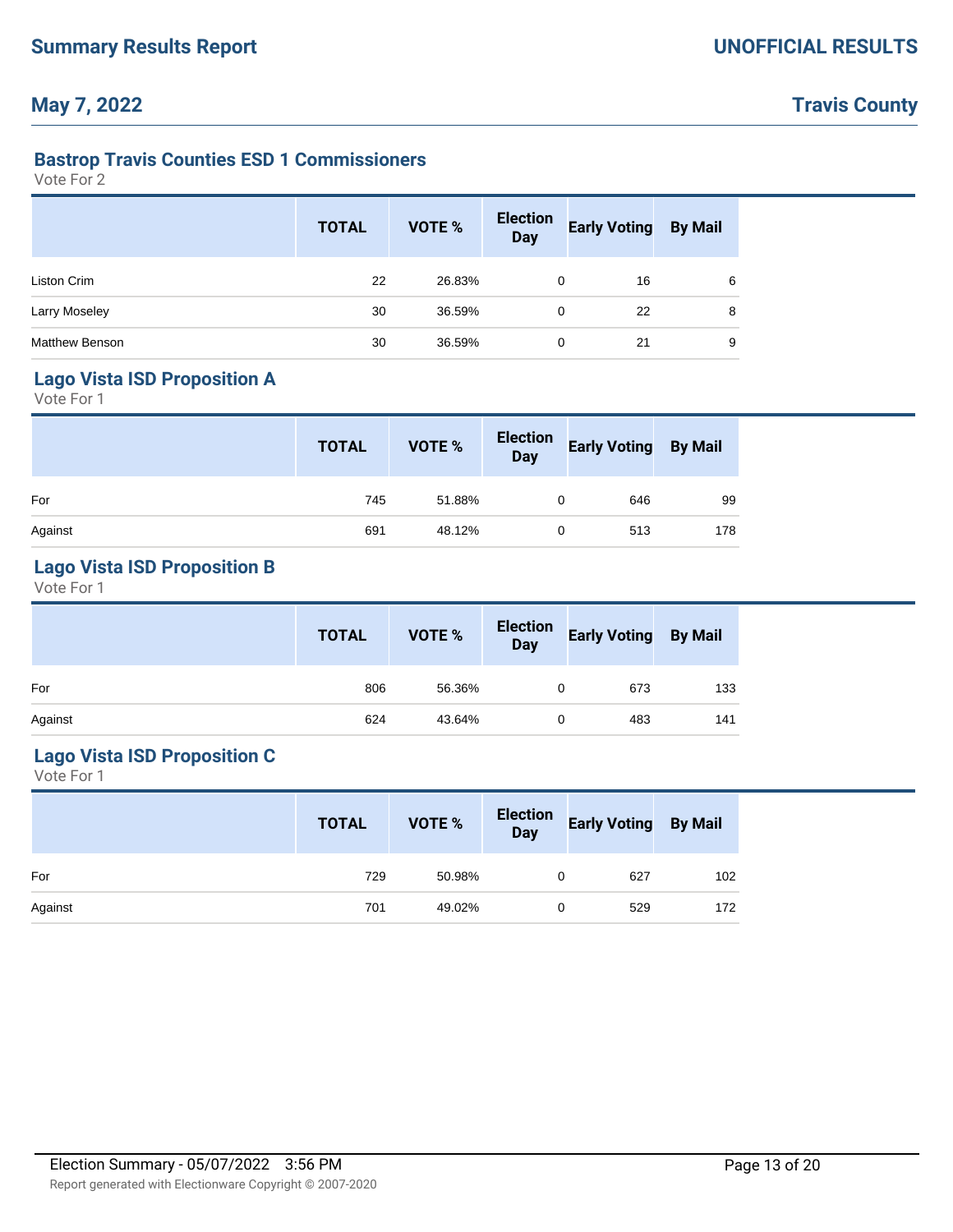## Bastrop Travis Counties ESD 1 Commissioners

Vote For 2

| | TOTAL | VOTE % | Election Day | Early Voting | By Mail |
|---|---|---|---|---|---|
| Liston Crim | 22 | 26.83% | 0 | 16 | 6 |
| Larry Moseley | 30 | 36.59% | 0 | 22 | 8 |
| Matthew Benson | 30 | 36.59% | 0 | 21 | 9 |

## Lago Vista ISD Proposition A

Vote For 1

| | TOTAL | VOTE % | Election Day | Early Voting | By Mail |
|---|---|---|---|---|---|
| For | 745 | 51.88% | 0 | 646 | 99 |
| Against | 691 | 48.12% | 0 | 513 | 178 |

## Lago Vista ISD Proposition B

Vote For 1

| | TOTAL | VOTE % | Election Day | Early Voting | By Mail |
|---|---|---|---|---|---|
| For | 806 | 56.36% | 0 | 673 | 133 |
| Against | 624 | 43.64% | 0 | 483 | 141 |

## Lago Vista ISD Proposition C

Vote For 1

| | TOTAL | VOTE % | Election Day | Early Voting | By Mail |
|---|---|---|---|---|---|
| For | 729 | 50.98% | 0 | 627 | 102 |
| Against | 701 | 49.02% | 0 | 529 | 172 |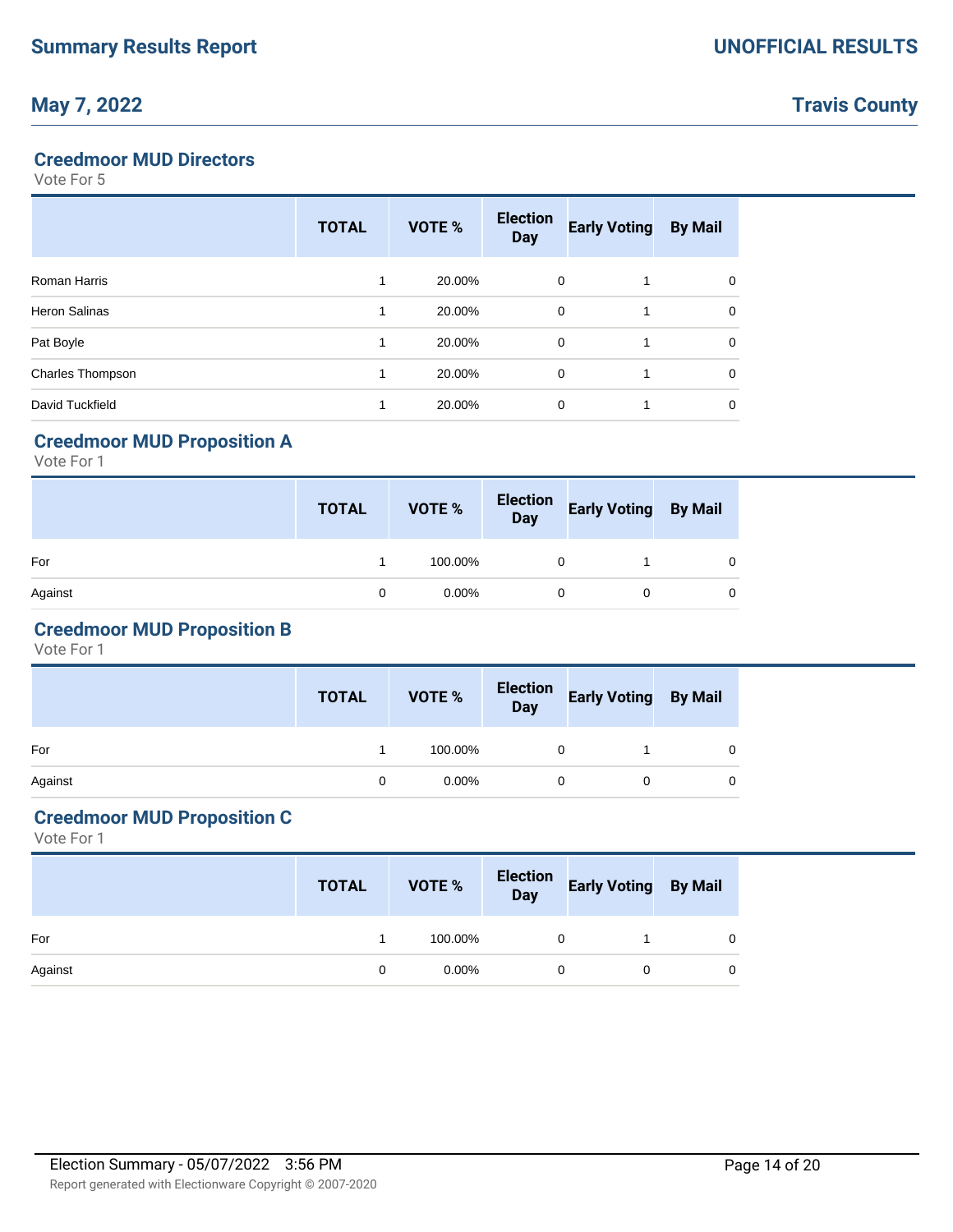## Creedmoor MUD Directors

Vote For 5

| | TOTAL | VOTE % | Election Day | Early Voting | By Mail |
|---|---|---|---|---|---|
| Roman Harris | 1 | 20.00% | 0 | 1 | 0 |
| Heron Salinas | 1 | 20.00% | 0 | 1 | 0 |
| Pat Boyle | 1 | 20.00% | 0 | 1 | 0 |
| Charles Thompson | 1 | 20.00% | 0 | 1 | 0 |
| David Tuckfield | 1 | 20.00% | 0 | 1 | 0 |

## Creedmoor MUD Proposition A

Vote For 1

| | TOTAL | VOTE % | Election Day | Early Voting | By Mail |
|---|---|---|---|---|---|
| For | 1 | 100.00% | 0 | 1 | 0 |
| Against | 0 | 0.00% | 0 | 0 | 0 |

## Creedmoor MUD Proposition B

Vote For 1

| | TOTAL | VOTE % | Election Day | Early Voting | By Mail |
|---|---|---|---|---|---|
| For | 1 | 100.00% | 0 | 1 | 0 |
| Against | 0 | 0.00% | 0 | 0 | 0 |

## Creedmoor MUD Proposition C

Vote For 1

| | TOTAL | VOTE % | Election Day | Early Voting | By Mail |
|---|---|---|---|---|---|
| For | 1 | 100.00% | 0 | 1 | 0 |
| Against | 0 | 0.00% | 0 | 0 | 0 |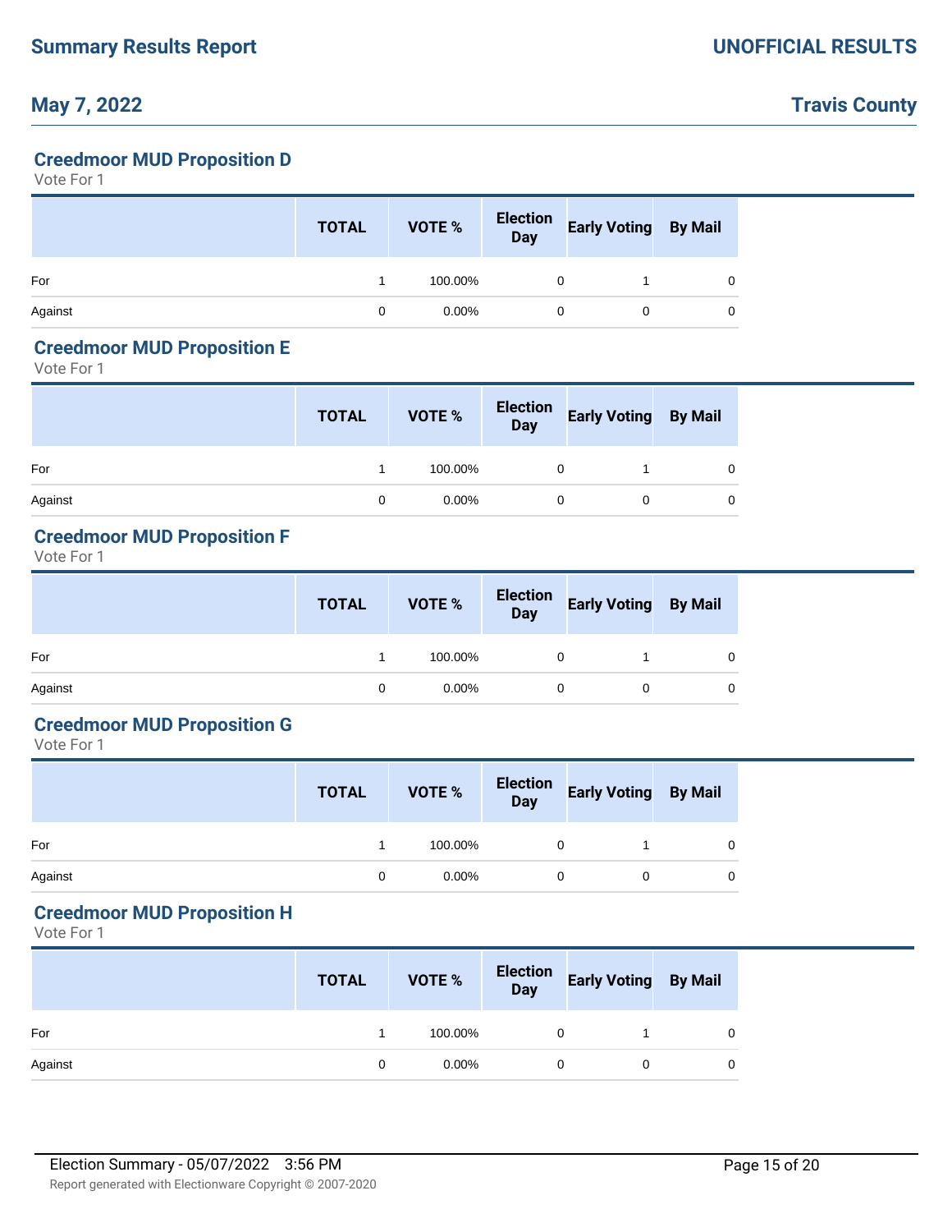## Creedmoor MUD Proposition D

Vote For 1

| | TOTAL | VOTE % | Election Day | Early Voting | By Mail |
|---|---|---|---|---|---|
| For | 1 | 100.00% | 0 | 1 | 0 |
| Against | 0 | 0.00% | 0 | 0 | 0 |

## Creedmoor MUD Proposition E

Vote For 1

| | TOTAL | VOTE % | Election Day | Early Voting | By Mail |
|---|---|---|---|---|---|
| For | 1 | 100.00% | 0 | 1 | 0 |
| Against | 0 | 0.00% | 0 | 0 | 0 |

## Creedmoor MUD Proposition F

Vote For 1

| | TOTAL | VOTE % | Election Day | Early Voting | By Mail |
|---|---|---|---|---|---|
| For | 1 | 100.00% | 0 | 1 | 0 |
| Against | 0 | 0.00% | 0 | 0 | 0 |

## Creedmoor MUD Proposition G

Vote For 1

| | TOTAL | VOTE % | Election Day | Early Voting | By Mail |
|---|---|---|---|---|---|
| For | 1 | 100.00% | 0 | 1 | 0 |
| Against | 0 | 0.00% | 0 | 0 | 0 |

## Creedmoor MUD Proposition H

Vote For 1

| | TOTAL | VOTE % | Election Day | Early Voting | By Mail |
|---|---|---|---|---|---|
| For | 1 | 100.00% | 0 | 1 | 0 |
| Against | 0 | 0.00% | 0 | 0 | 0 |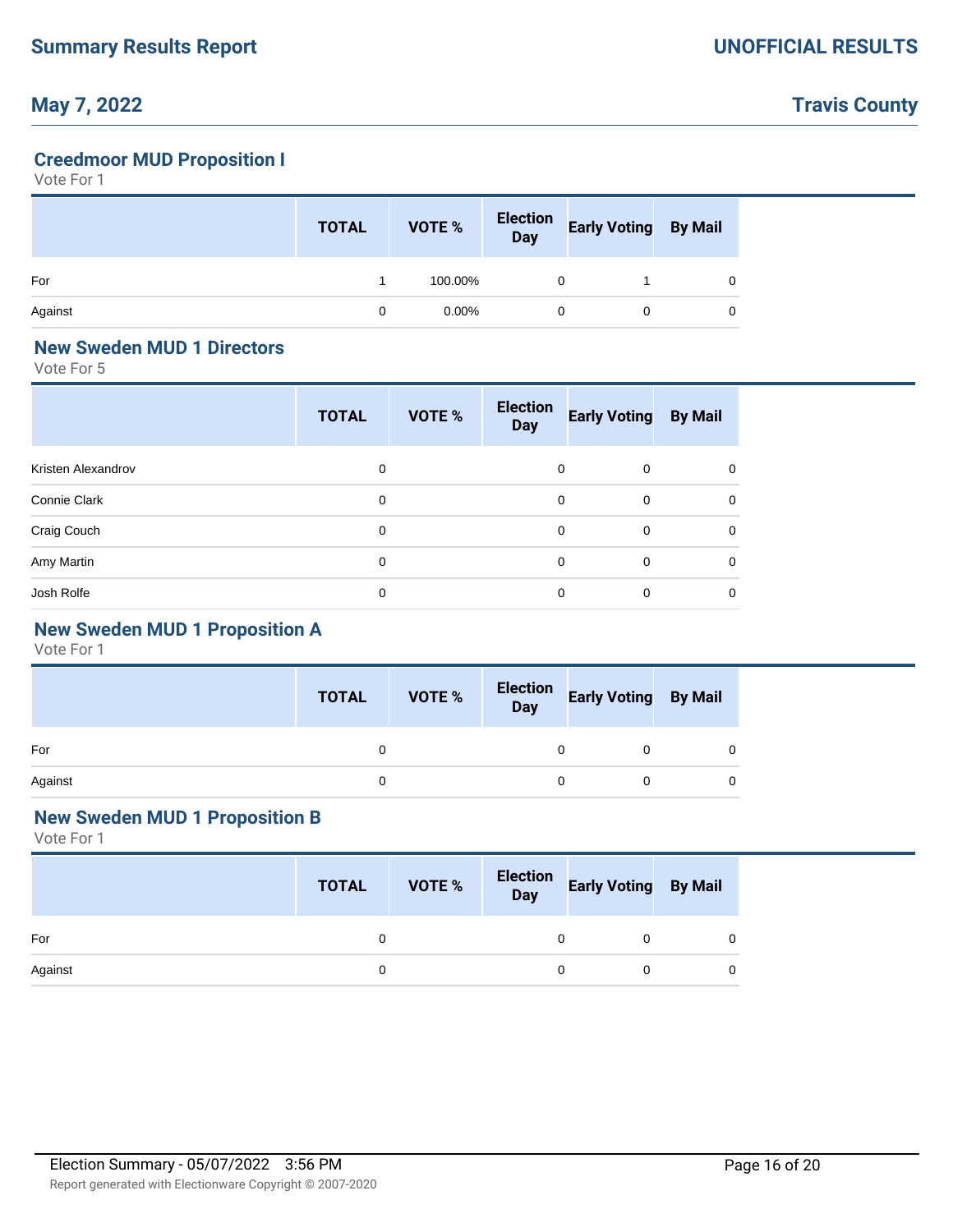## Creedmoor MUD Proposition I

Vote For 1

| | TOTAL | VOTE % | Election Day | Early Voting | By Mail |
|---|---|---|---|---|---|
| For | 1 | 100.00% | 0 | 1 | 0 |
| Against | 0 | 0.00% | 0 | 0 | 0 |

## New Sweden MUD 1 Directors

Vote For 5

| | TOTAL | VOTE % | Election Day | Early Voting | By Mail |
|---|---|---|---|---|---|
| Kristen Alexandrov | 0 | | 0 | 0 | 0 |
| Connie Clark | 0 | | 0 | 0 | 0 |
| Craig Couch | 0 | | 0 | 0 | 0 |
| Amy Martin | 0 | | 0 | 0 | 0 |
| Josh Rolfe | 0 | | 0 | 0 | 0 |

## New Sweden MUD 1 Proposition A

Vote For 1

| | TOTAL | VOTE % | Election Day | Early Voting | By Mail |
|---|---|---|---|---|---|
| For | 0 | | 0 | 0 | 0 |
| Against | 0 | | 0 | 0 | 0 |

## New Sweden MUD 1 Proposition B

Vote For 1

| | TOTAL | VOTE % | Election Day | Early Voting | By Mail |
|---|---|---|---|---|---|
| For | 0 | | 0 | 0 | 0 |
| Against | 0 | | 0 | 0 | 0 |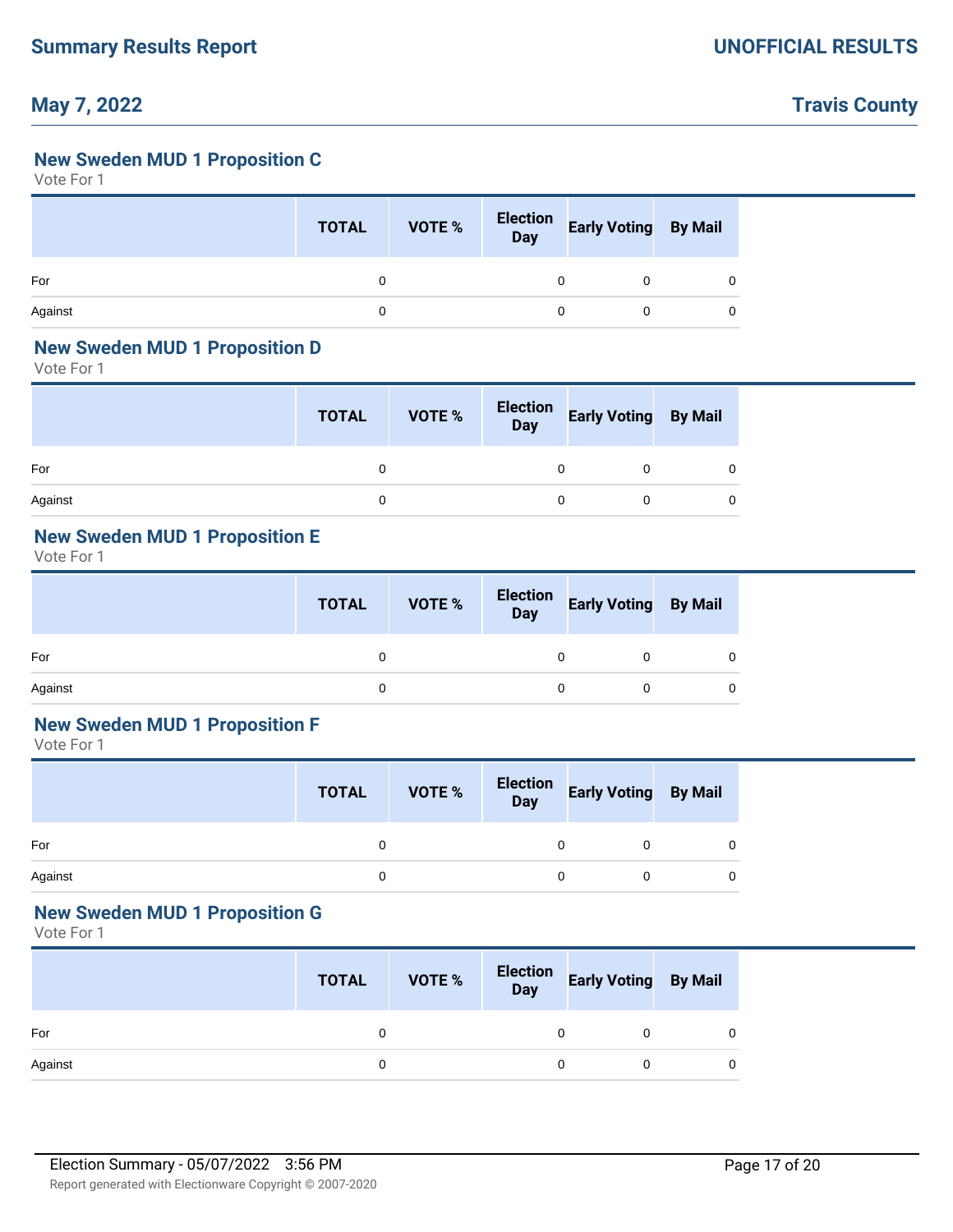## New Sweden MUD 1 Proposition C

Vote For 1

| | TOTAL | VOTE % | Election Day | Early Voting | By Mail |
|---|---|---|---|---|---|
| For | 0 | | 0 | 0 | 0 |
| Against | 0 | | 0 | 0 | 0 |

## New Sweden MUD 1 Proposition D

Vote For 1

| | TOTAL | VOTE % | Election Day | Early Voting | By Mail |
|---|---|---|---|---|---|
| For | 0 | | 0 | 0 | 0 |
| Against | 0 | | 0 | 0 | 0 |

## New Sweden MUD 1 Proposition E

Vote For 1

| | TOTAL | VOTE % | Election Day | Early Voting | By Mail |
|---|---|---|---|---|---|
| For | 0 | | 0 | 0 | 0 |
| Against | 0 | | 0 | 0 | 0 |

## New Sweden MUD 1 Proposition F

Vote For 1

| | TOTAL | VOTE % | Election Day | Early Voting | By Mail |
|---|---|---|---|---|---|
| For | 0 | | 0 | 0 | 0 |
| Against | 0 | | 0 | 0 | 0 |

## New Sweden MUD 1 Proposition G

Vote For 1

| | TOTAL | VOTE % | Election Day | Early Voting | By Mail |
|---|---|---|---|---|---|
| For | 0 | | 0 | 0 | 0 |
| Against | 0 | | 0 | 0 | 0 |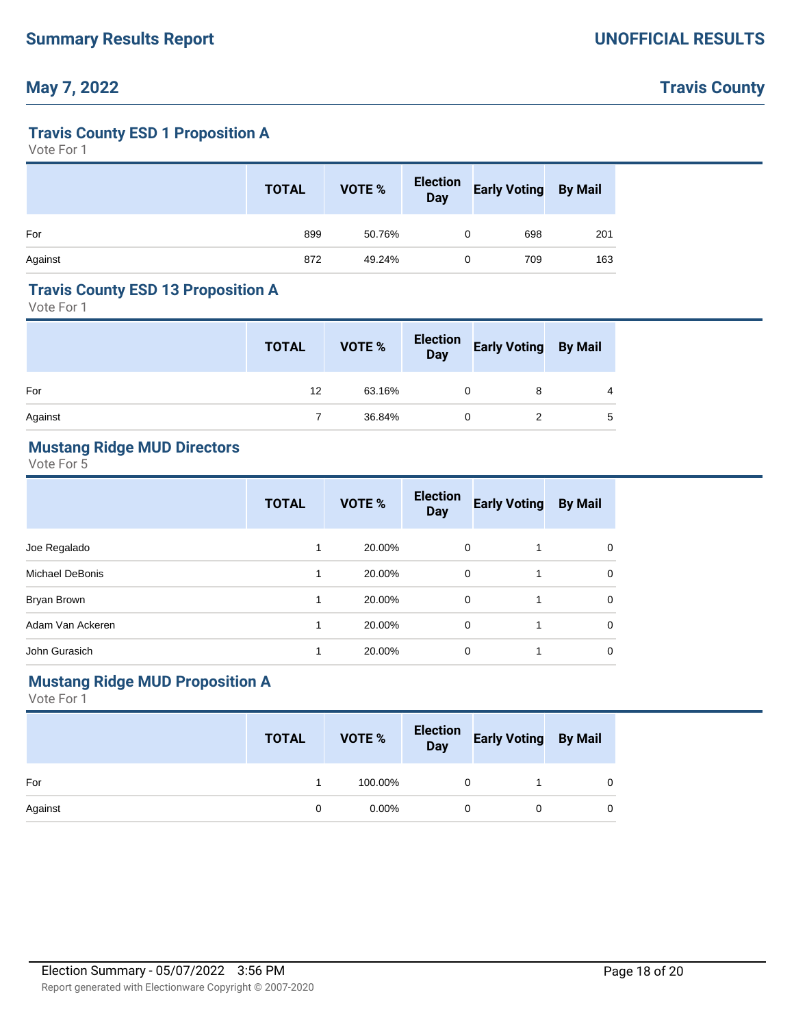## Summary Results Report

## UNOFFICIAL RESULTS

## May 7, 2022

## Travis County

### Travis County ESD 1 Proposition A

Vote For 1

| | TOTAL | VOTE % | Election Day | Early Voting | By Mail |
|---|---|---|---|---|---|
| For | 899 | 50.76% | 0 | 698 | 201 |
| Against | 872 | 49.24% | 0 | 709 | 163 |

### Travis County ESD 13 Proposition A

Vote For 1

| | TOTAL | VOTE % | Election Day | Early Voting | By Mail |
|---|---|---|---|---|---|
| For | 12 | 63.16% | 0 | 8 | 4 |
| Against | 7 | 36.84% | 0 | 2 | 5 |

### Mustang Ridge MUD Directors

Vote For 5

| | TOTAL | VOTE % | Election Day | Early Voting | By Mail |
|---|---|---|---|---|---|
| Joe Regalado | 1 | 20.00% | 0 | 1 | 0 |
| Michael DeBonis | 1 | 20.00% | 0 | 1 | 0 |
| Bryan Brown | 1 | 20.00% | 0 | 1 | 0 |
| Adam Van Ackeren | 1 | 20.00% | 0 | 1 | 0 |
| John Gurasich | 1 | 20.00% | 0 | 1 | 0 |

### Mustang Ridge MUD Proposition A

Vote For 1

| | TOTAL | VOTE % | Election Day | Early Voting | By Mail |
|---|---|---|---|---|---|
| For | 1 | 100.00% | 0 | 1 | 0 |
| Against | 0 | 0.00% | 0 | 0 | 0 |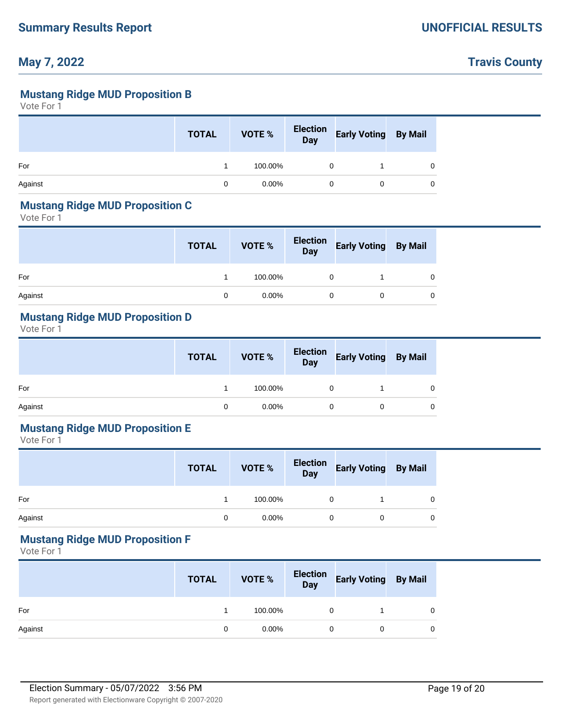## Mustang Ridge MUD Proposition B

Vote For 1

| | TOTAL | VOTE % | Election Day | Early Voting | By Mail |
|---|---|---|---|---|---|
| For | 1 | 100.00% | 0 | 1 | 0 |
| Against | 0 | 0.00% | 0 | 0 | 0 |

## Mustang Ridge MUD Proposition C

Vote For 1

| | TOTAL | VOTE % | Election Day | Early Voting | By Mail |
|---|---|---|---|---|---|
| For | 1 | 100.00% | 0 | 1 | 0 |
| Against | 0 | 0.00% | 0 | 0 | 0 |

## Mustang Ridge MUD Proposition D

Vote For 1

| | TOTAL | VOTE % | Election Day | Early Voting | By Mail |
|---|---|---|---|---|---|
| For | 1 | 100.00% | 0 | 1 | 0 |
| Against | 0 | 0.00% | 0 | 0 | 0 |

## Mustang Ridge MUD Proposition E

Vote For 1

| | TOTAL | VOTE % | Election Day | Early Voting | By Mail |
|---|---|---|---|---|---|
| For | 1 | 100.00% | 0 | 1 | 0 |
| Against | 0 | 0.00% | 0 | 0 | 0 |

## Mustang Ridge MUD Proposition F

Vote For 1

| | TOTAL | VOTE % | Election Day | Early Voting | By Mail |
|---|---|---|---|---|---|
| For | 1 | 100.00% | 0 | 1 | 0 |
| Against | 0 | 0.00% | 0 | 0 | 0 |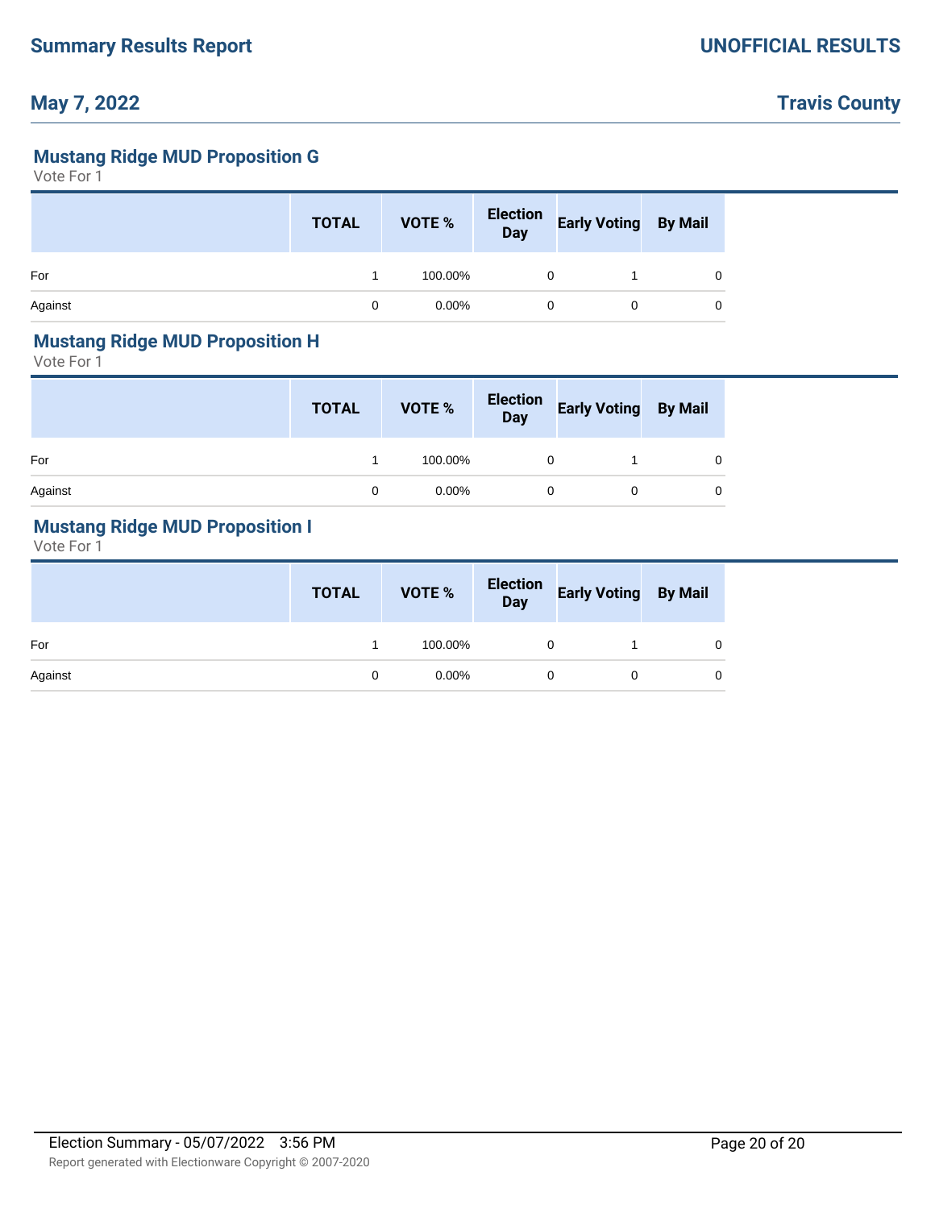## Mustang Ridge MUD Proposition G

Vote For 1

| | TOTAL | VOTE % | Election Day | Early Voting | By Mail |
|---|---|---|---|---|---|
| For | 1 | 100.00% | 0 | 1 | 0 |
| Against | 0 | 0.00% | 0 | 0 | 0 |

## Mustang Ridge MUD Proposition H

Vote For 1

| | TOTAL | VOTE % | Election Day | Early Voting | By Mail |
|---|---|---|---|---|---|
| For | 1 | 100.00% | 0 | 1 | 0 |
| Against | 0 | 0.00% | 0 | 0 | 0 |

## Mustang Ridge MUD Proposition I

Vote For 1

| | TOTAL | VOTE % | Election Day | Early Voting | By Mail |
|---|---|---|---|---|---|
| For | 1 | 100.00% | 0 | 1 | 0 |
| Against | 0 | 0.00% | 0 | 0 | 0 |